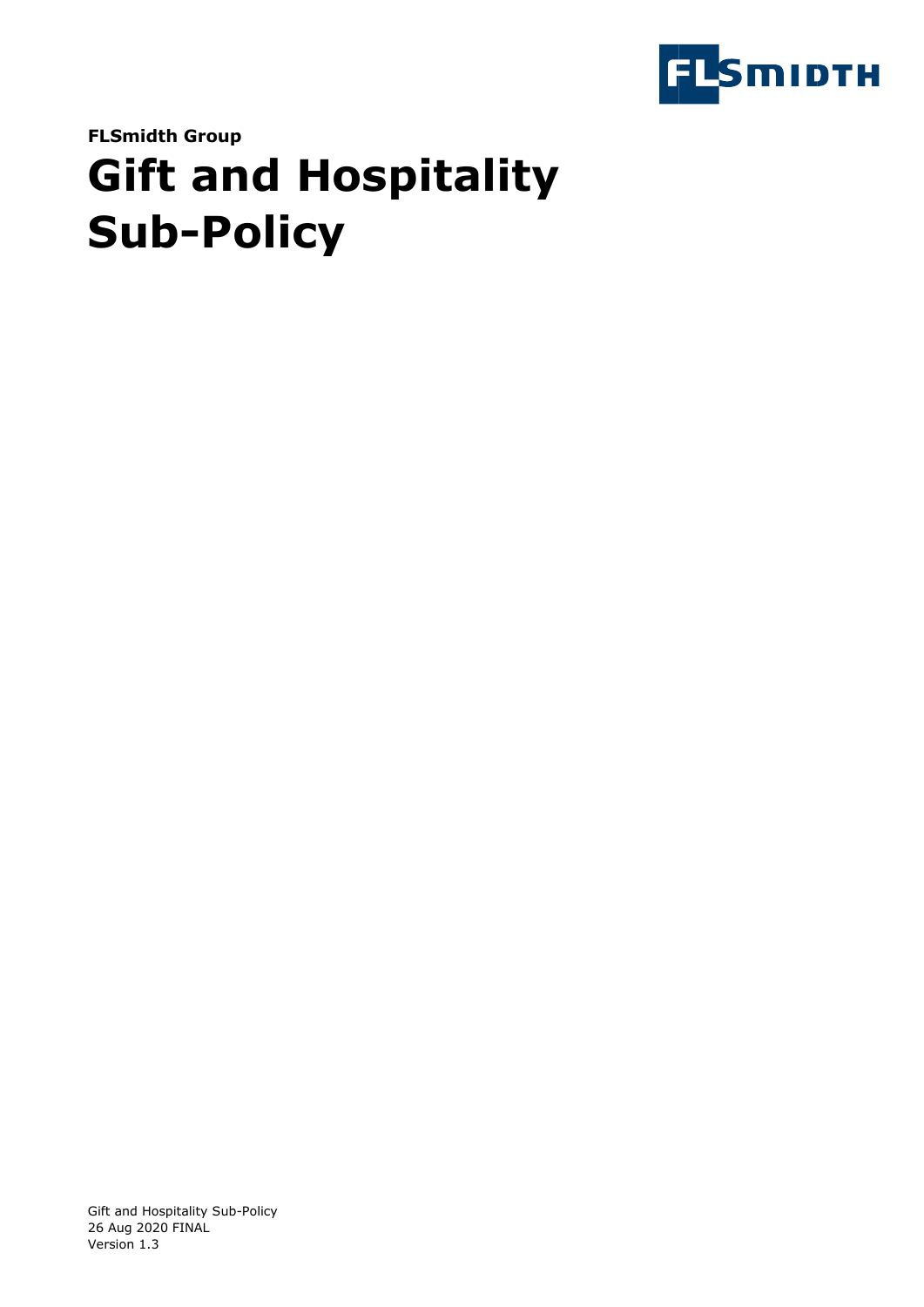**FLSmidth Group**

# Gift and Hospitality Sub-Policy

Gift and Hospitality Sub-Policy
26 Aug 2020 FINAL
Version 1.3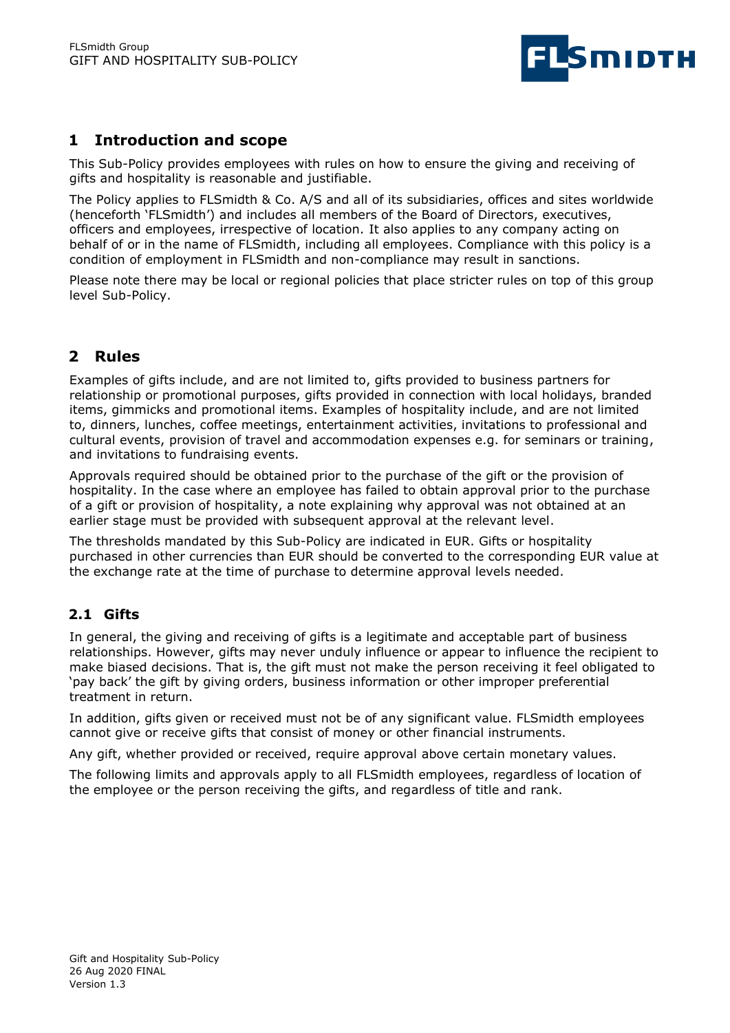## 1 Introduction and scope

This Sub-Policy provides employees with rules on how to ensure the giving and receiving of gifts and hospitality is reasonable and justifiable.

The Policy applies to FLSmidth & Co. A/S and all of its subsidiaries, offices and sites worldwide (henceforth 'FLSmidth') and includes all members of the Board of Directors, executives, officers and employees, irrespective of location. It also applies to any company acting on behalf of or in the name of FLSmidth, including all employees. Compliance with this policy is a condition of employment in FLSmidth and non-compliance may result in sanctions.

Please note there may be local or regional policies that place stricter rules on top of this group level Sub-Policy.

## 2 Rules

Examples of gifts include, and are not limited to, gifts provided to business partners for relationship or promotional purposes, gifts provided in connection with local holidays, branded items, gimmicks and promotional items. Examples of hospitality include, and are not limited to, dinners, lunches, coffee meetings, entertainment activities, invitations to professional and cultural events, provision of travel and accommodation expenses e.g. for seminars or training, and invitations to fundraising events.

Approvals required should be obtained prior to the purchase of the gift or the provision of hospitality. In the case where an employee has failed to obtain approval prior to the purchase of a gift or provision of hospitality, a note explaining why approval was not obtained at an earlier stage must be provided with subsequent approval at the relevant level.

The thresholds mandated by this Sub-Policy are indicated in EUR. Gifts or hospitality purchased in other currencies than EUR should be converted to the corresponding EUR value at the exchange rate at the time of purchase to determine approval levels needed.

### 2.1 Gifts

In general, the giving and receiving of gifts is a legitimate and acceptable part of business relationships. However, gifts may never unduly influence or appear to influence the recipient to make biased decisions. That is, the gift must not make the person receiving it feel obligated to 'pay back' the gift by giving orders, business information or other improper preferential treatment in return.

In addition, gifts given or received must not be of any significant value. FLSmidth employees cannot give or receive gifts that consist of money or other financial instruments.

Any gift, whether provided or received, require approval above certain monetary values.

The following limits and approvals apply to all FLSmidth employees, regardless of location of the employee or the person receiving the gifts, and regardless of title and rank.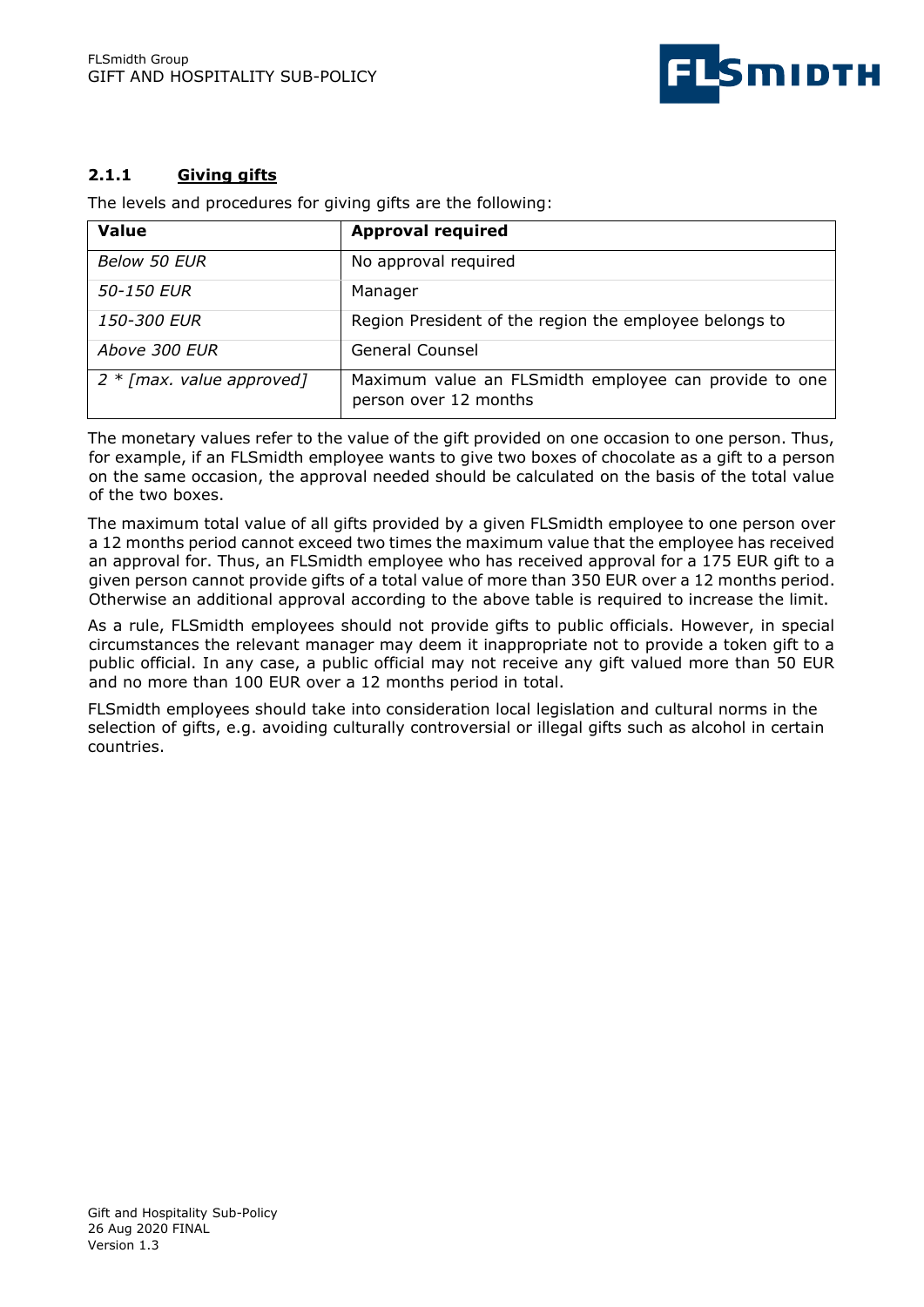### 2.1.1 Giving gifts

The levels and procedures for giving gifts are the following:

| Value | Approval required |
| --- | --- |
| *Below 50 EUR* | No approval required |
| *50-150 EUR* | Manager |
| *150-300 EUR* | Region President of the region the employee belongs to |
| *Above 300 EUR* | General Counsel |
| *2 * [max. value approved]* | Maximum value an FLSmidth employee can provide to one person over 12 months |

The monetary values refer to the value of the gift provided on one occasion to one person. Thus, for example, if an FLSmidth employee wants to give two boxes of chocolate as a gift to a person on the same occasion, the approval needed should be calculated on the basis of the total value of the two boxes.

The maximum total value of all gifts provided by a given FLSmidth employee to one person over a 12 months period cannot exceed two times the maximum value that the employee has received an approval for. Thus, an FLSmidth employee who has received approval for a 175 EUR gift to a given person cannot provide gifts of a total value of more than 350 EUR over a 12 months period. Otherwise an additional approval according to the above table is required to increase the limit.

As a rule, FLSmidth employees should not provide gifts to public officials. However, in special circumstances the relevant manager may deem it inappropriate not to provide a token gift to a public official. In any case, a public official may not receive any gift valued more than 50 EUR and no more than 100 EUR over a 12 months period in total.

FLSmidth employees should take into consideration local legislation and cultural norms in the selection of gifts, e.g. avoiding culturally controversial or illegal gifts such as alcohol in certain countries.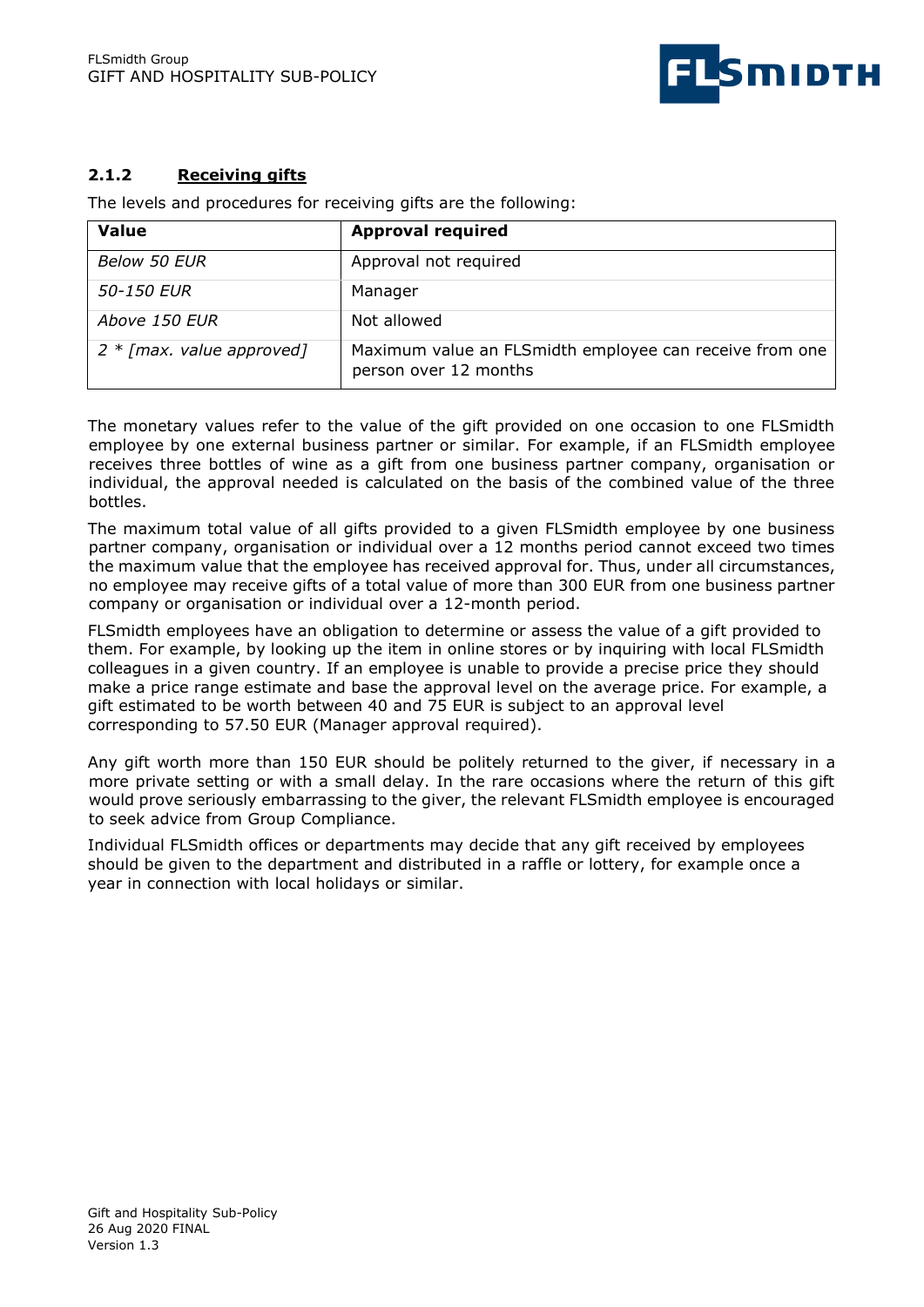### 2.1.2 Receiving gifts

The levels and procedures for receiving gifts are the following:

| Value | Approval required |
|---|---|
| *Below 50 EUR* | Approval not required |
| *50-150 EUR* | Manager |
| *Above 150 EUR* | Not allowed |
| *2 * [max. value approved]* | Maximum value an FLSmidth employee can receive from one person over 12 months |

The monetary values refer to the value of the gift provided on one occasion to one FLSmidth employee by one external business partner or similar. For example, if an FLSmidth employee receives three bottles of wine as a gift from one business partner company, organisation or individual, the approval needed is calculated on the basis of the combined value of the three bottles.

The maximum total value of all gifts provided to a given FLSmidth employee by one business partner company, organisation or individual over a 12 months period cannot exceed two times the maximum value that the employee has received approval for. Thus, under all circumstances, no employee may receive gifts of a total value of more than 300 EUR from one business partner company or organisation or individual over a 12-month period.

FLSmidth employees have an obligation to determine or assess the value of a gift provided to them. For example, by looking up the item in online stores or by inquiring with local FLSmidth colleagues in a given country. If an employee is unable to provide a precise price they should make a price range estimate and base the approval level on the average price. For example, a gift estimated to be worth between 40 and 75 EUR is subject to an approval level corresponding to 57.50 EUR (Manager approval required).

Any gift worth more than 150 EUR should be politely returned to the giver, if necessary in a more private setting or with a small delay. In the rare occasions where the return of this gift would prove seriously embarrassing to the giver, the relevant FLSmidth employee is encouraged to seek advice from Group Compliance.

Individual FLSmidth offices or departments may decide that any gift received by employees should be given to the department and distributed in a raffle or lottery, for example once a year in connection with local holidays or similar.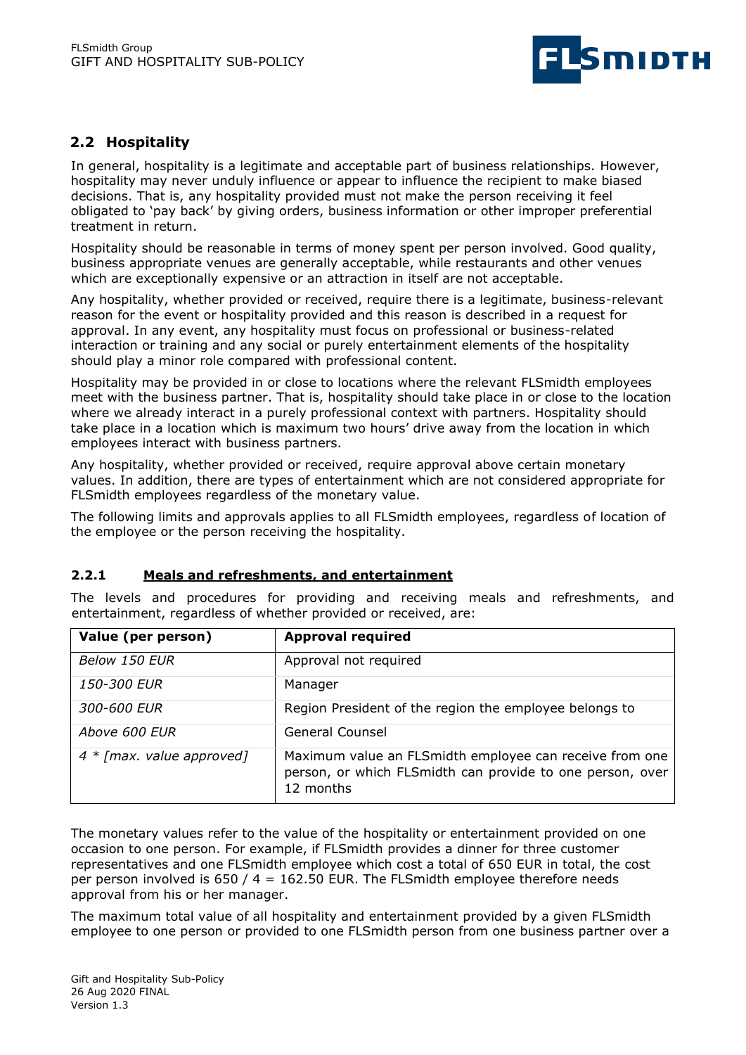## 2.2 Hospitality

In general, hospitality is a legitimate and acceptable part of business relationships. However, hospitality may never unduly influence or appear to influence the recipient to make biased decisions. That is, any hospitality provided must not make the person receiving it feel obligated to 'pay back' by giving orders, business information or other improper preferential treatment in return.

Hospitality should be reasonable in terms of money spent per person involved. Good quality, business appropriate venues are generally acceptable, while restaurants and other venues which are exceptionally expensive or an attraction in itself are not acceptable.

Any hospitality, whether provided or received, require there is a legitimate, business-relevant reason for the event or hospitality provided and this reason is described in a request for approval. In any event, any hospitality must focus on professional or business-related interaction or training and any social or purely entertainment elements of the hospitality should play a minor role compared with professional content.

Hospitality may be provided in or close to locations where the relevant FLSmidth employees meet with the business partner. That is, hospitality should take place in or close to the location where we already interact in a purely professional context with partners. Hospitality should take place in a location which is maximum two hours' drive away from the location in which employees interact with business partners.

Any hospitality, whether provided or received, require approval above certain monetary values. In addition, there are types of entertainment which are not considered appropriate for FLSmidth employees regardless of the monetary value.

The following limits and approvals applies to all FLSmidth employees, regardless of location of the employee or the person receiving the hospitality.

### 2.2.1 Meals and refreshments, and entertainment

The levels and procedures for providing and receiving meals and refreshments, and entertainment, regardless of whether provided or received, are:

| Value (per person) | Approval required |
|---|---|
| *Below 150 EUR* | Approval not required |
| *150-300 EUR* | Manager |
| *300-600 EUR* | Region President of the region the employee belongs to |
| *Above 600 EUR* | General Counsel |
| *4 * [max. value approved]* | Maximum value an FLSmidth employee can receive from one person, or which FLSmidth can provide to one person, over 12 months |

The monetary values refer to the value of the hospitality or entertainment provided on one occasion to one person. For example, if FLSmidth provides a dinner for three customer representatives and one FLSmidth employee which cost a total of 650 EUR in total, the cost per person involved is 650 / 4 = 162.50 EUR. The FLSmidth employee therefore needs approval from his or her manager.

The maximum total value of all hospitality and entertainment provided by a given FLSmidth employee to one person or provided to one FLSmidth person from one business partner over a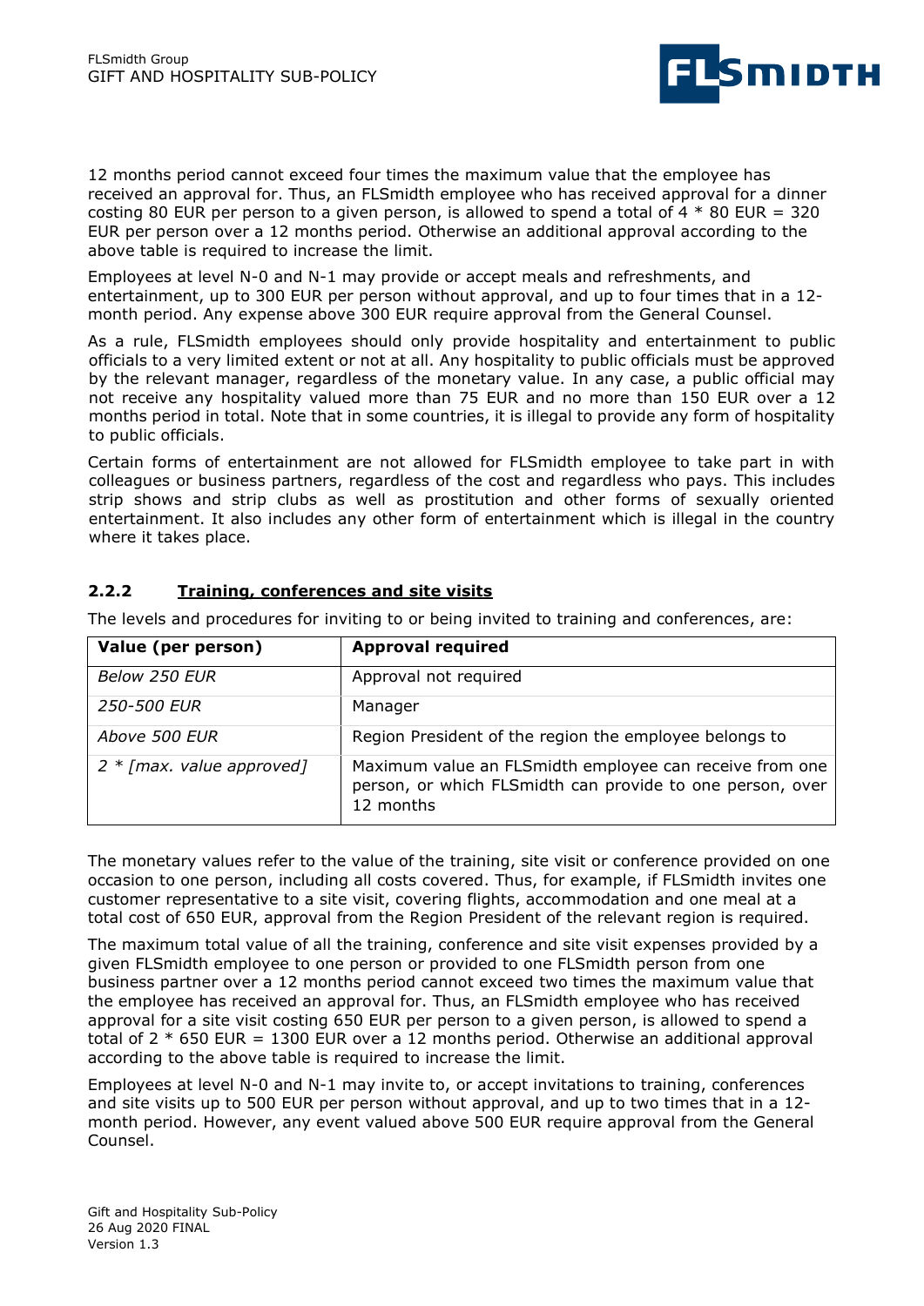12 months period cannot exceed four times the maximum value that the employee has received an approval for. Thus, an FLSmidth employee who has received approval for a dinner costing 80 EUR per person to a given person, is allowed to spend a total of 4 * 80 EUR = 320 EUR per person over a 12 months period. Otherwise an additional approval according to the above table is required to increase the limit.

Employees at level N-0 and N-1 may provide or accept meals and refreshments, and entertainment, up to 300 EUR per person without approval, and up to four times that in a 12-month period. Any expense above 300 EUR require approval from the General Counsel.

As a rule, FLSmidth employees should only provide hospitality and entertainment to public officials to a very limited extent or not at all. Any hospitality to public officials must be approved by the relevant manager, regardless of the monetary value. In any case, a public official may not receive any hospitality valued more than 75 EUR and no more than 150 EUR over a 12 months period in total. Note that in some countries, it is illegal to provide any form of hospitality to public officials.

Certain forms of entertainment are not allowed for FLSmidth employee to take part in with colleagues or business partners, regardless of the cost and regardless who pays. This includes strip shows and strip clubs as well as prostitution and other forms of sexually oriented entertainment. It also includes any other form of entertainment which is illegal in the country where it takes place.

### 2.2.2 Training, conferences and site visits

The levels and procedures for inviting to or being invited to training and conferences, are:

| Value (per person) | Approval required |
|---|---|
| *Below 250 EUR* | Approval not required |
| *250-500 EUR* | Manager |
| *Above 500 EUR* | Region President of the region the employee belongs to |
| *2 * [max. value approved]* | Maximum value an FLSmidth employee can receive from one person, or which FLSmidth can provide to one person, over 12 months |

The monetary values refer to the value of the training, site visit or conference provided on one occasion to one person, including all costs covered. Thus, for example, if FLSmidth invites one customer representative to a site visit, covering flights, accommodation and one meal at a total cost of 650 EUR, approval from the Region President of the relevant region is required.

The maximum total value of all the training, conference and site visit expenses provided by a given FLSmidth employee to one person or provided to one FLSmidth person from one business partner over a 12 months period cannot exceed two times the maximum value that the employee has received an approval for. Thus, an FLSmidth employee who has received approval for a site visit costing 650 EUR per person to a given person, is allowed to spend a total of 2 * 650 EUR = 1300 EUR over a 12 months period. Otherwise an additional approval according to the above table is required to increase the limit.

Employees at level N-0 and N-1 may invite to, or accept invitations to training, conferences and site visits up to 500 EUR per person without approval, and up to two times that in a 12-month period. However, any event valued above 500 EUR require approval from the General Counsel.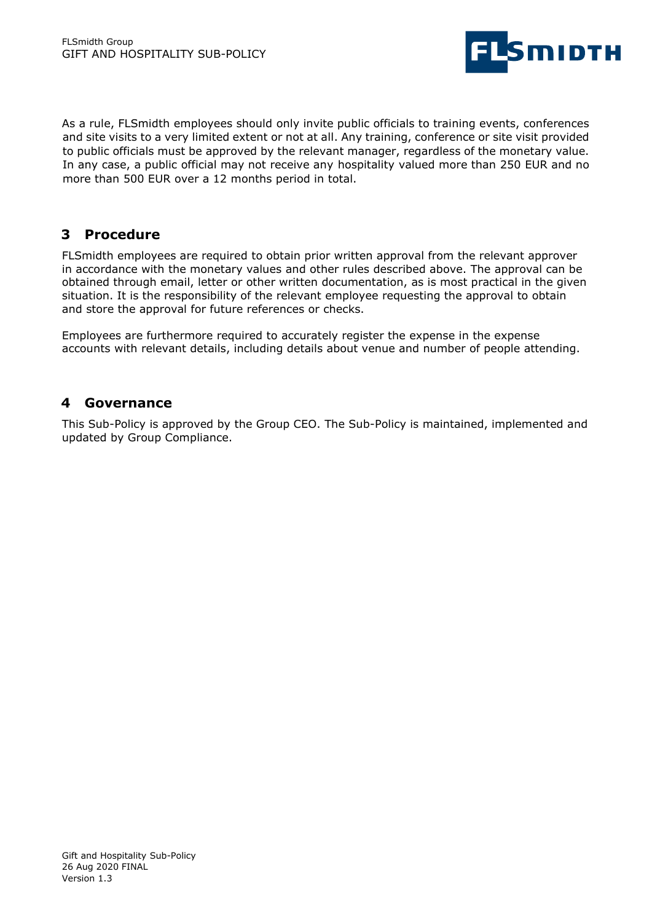As a rule, FLSmidth employees should only invite public officials to training events, conferences and site visits to a very limited extent or not at all. Any training, conference or site visit provided to public officials must be approved by the relevant manager, regardless of the monetary value. In any case, a public official may not receive any hospitality valued more than 250 EUR and no more than 500 EUR over a 12 months period in total.

## 3 Procedure

FLSmidth employees are required to obtain prior written approval from the relevant approver in accordance with the monetary values and other rules described above. The approval can be obtained through email, letter or other written documentation, as is most practical in the given situation. It is the responsibility of the relevant employee requesting the approval to obtain and store the approval for future references or checks.

Employees are furthermore required to accurately register the expense in the expense accounts with relevant details, including details about venue and number of people attending.

## 4 Governance

This Sub-Policy is approved by the Group CEO. The Sub-Policy is maintained, implemented and updated by Group Compliance.